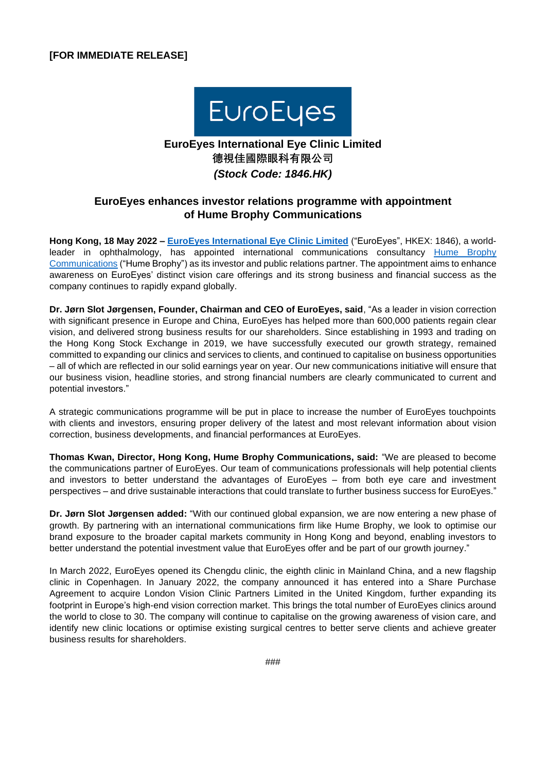**[FOR IMMEDIATE RELEASE]**

EuroEyes

**EuroEyes International Eye Clinic Limited**
**德視佳國際眼科有限公司**
***(Stock Code: 1846.HK)***

## EuroEyes enhances investor relations programme with appointment of Hume Brophy Communications

**Hong Kong, 18 May 2022 – EuroEyes International Eye Clinic Limited** ("EuroEyes", HKEX: 1846), a world-leader in ophthalmology, has appointed international communications consultancy Hume Brophy Communications ("Hume Brophy") as its investor and public relations partner. The appointment aims to enhance awareness on EuroEyes' distinct vision care offerings and its strong business and financial success as the company continues to rapidly expand globally.

**Dr. Jørn Slot Jørgensen, Founder, Chairman and CEO of EuroEyes, said**, "As a leader in vision correction with significant presence in Europe and China, EuroEyes has helped more than 600,000 patients regain clear vision, and delivered strong business results for our shareholders. Since establishing in 1993 and trading on the Hong Kong Stock Exchange in 2019, we have successfully executed our growth strategy, remained committed to expanding our clinics and services to clients, and continued to capitalise on business opportunities – all of which are reflected in our solid earnings year on year. Our new communications initiative will ensure that our business vision, headline stories, and strong financial numbers are clearly communicated to current and potential investors."

A strategic communications programme will be put in place to increase the number of EuroEyes touchpoints with clients and investors, ensuring proper delivery of the latest and most relevant information about vision correction, business developments, and financial performances at EuroEyes.

**Thomas Kwan, Director, Hong Kong, Hume Brophy Communications, said:** "We are pleased to become the communications partner of EuroEyes. Our team of communications professionals will help potential clients and investors to better understand the advantages of EuroEyes – from both eye care and investment perspectives – and drive sustainable interactions that could translate to further business success for EuroEyes."

**Dr. Jørn Slot Jørgensen added:** "With our continued global expansion, we are now entering a new phase of growth. By partnering with an international communications firm like Hume Brophy, we look to optimise our brand exposure to the broader capital markets community in Hong Kong and beyond, enabling investors to better understand the potential investment value that EuroEyes offer and be part of our growth journey."

In March 2022, EuroEyes opened its Chengdu clinic, the eighth clinic in Mainland China, and a new flagship clinic in Copenhagen. In January 2022, the company announced it has entered into a Share Purchase Agreement to acquire London Vision Clinic Partners Limited in the United Kingdom, further expanding its footprint in Europe's high-end vision correction market. This brings the total number of EuroEyes clinics around the world to close to 30. The company will continue to capitalise on the growing awareness of vision care, and identify new clinic locations or optimise existing surgical centres to better serve clients and achieve greater business results for shareholders.

###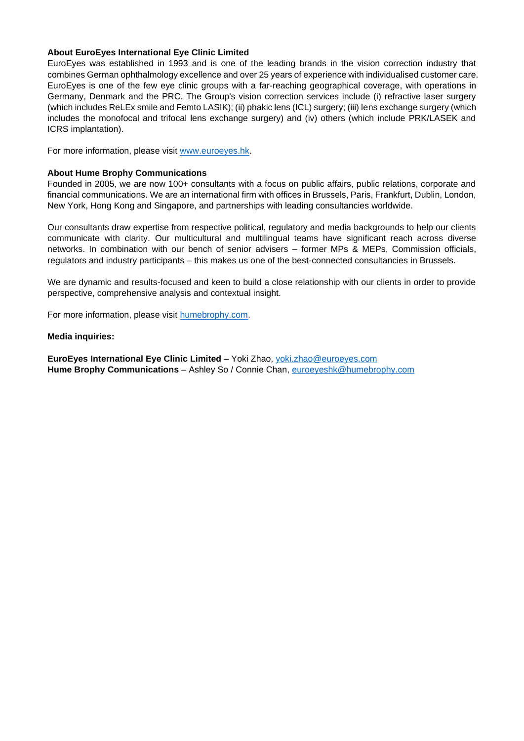**About EuroEyes International Eye Clinic Limited**

EuroEyes was established in 1993 and is one of the leading brands in the vision correction industry that combines German ophthalmology excellence and over 25 years of experience with individualised customer care. EuroEyes is one of the few eye clinic groups with a far-reaching geographical coverage, with operations in Germany, Denmark and the PRC. The Group's vision correction services include (i) refractive laser surgery (which includes ReLEx smile and Femto LASIK); (ii) phakic lens (ICL) surgery; (iii) lens exchange surgery (which includes the monofocal and trifocal lens exchange surgery) and (iv) others (which include PRK/LASEK and ICRS implantation).

For more information, please visit [www.euroeyes.hk](www.euroeyes.hk).

**About Hume Brophy Communications**

Founded in 2005, we are now 100+ consultants with a focus on public affairs, public relations, corporate and financial communications. We are an international firm with offices in Brussels, Paris, Frankfurt, Dublin, London, New York, Hong Kong and Singapore, and partnerships with leading consultancies worldwide.

Our consultants draw expertise from respective political, regulatory and media backgrounds to help our clients communicate with clarity. Our multicultural and multilingual teams have significant reach across diverse networks. In combination with our bench of senior advisers – former MPs & MEPs, Commission officials, regulators and industry participants – this makes us one of the best-connected consultancies in Brussels.

We are dynamic and results-focused and keen to build a close relationship with our clients in order to provide perspective, comprehensive analysis and contextual insight.

For more information, please visit [humebrophy.com](humebrophy.com).

**Media inquiries:**

**EuroEyes International Eye Clinic Limited** – Yoki Zhao, yoki.zhao@euroeyes.com
**Hume Brophy Communications** – Ashley So / Connie Chan, euroeyeshk@humebrophy.com